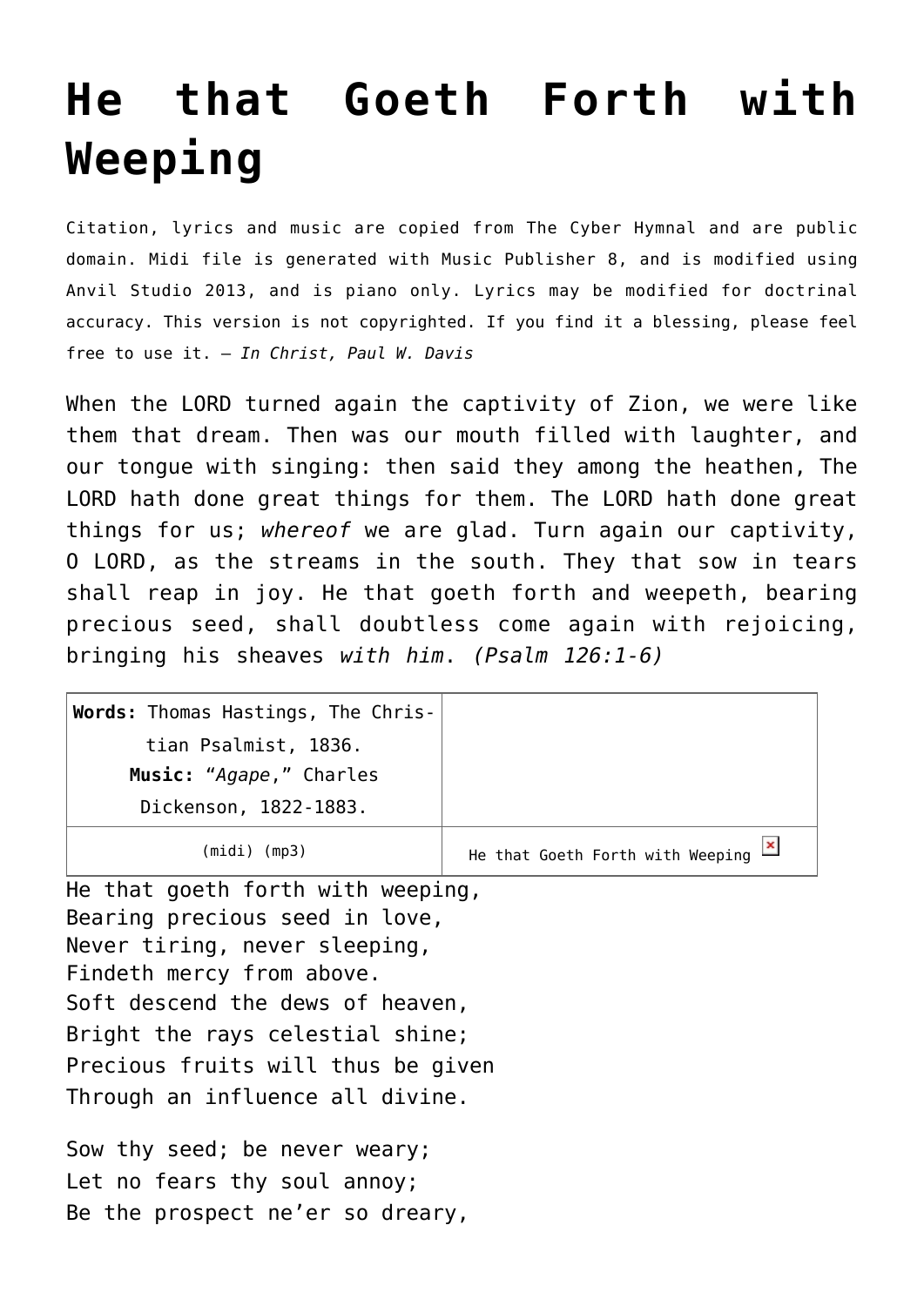# He that Goeth Forth with Weeping

Citation, lyrics and music are copied from The Cyber Hymnal and are public domain. Midi file is generated with Music Publisher 8, and is modified using Anvil Studio 2013, and is piano only. Lyrics may be modified for doctrinal accuracy. This version is not copyrighted. If you find it a blessing, please feel free to use it. – *In Christ, Paul W. Davis*

When the LORD turned again the captivity of Zion, we were like them that dream. Then was our mouth filled with laughter, and our tongue with singing: then said they among the heathen, The LORD hath done great things for them. The LORD hath done great things for us; *whereof* we are glad. Turn again our captivity, O LORD, as the streams in the south. They that sow in tears shall reap in joy. He that goeth forth and weepeth, bearing precious seed, shall doubtless come again with rejoicing, bringing his sheaves *with him*. *(Psalm 126:1-6)*

| **Words:** Thomas Hastings, The Christian Psalmist, 1836. **Music:** "*Agape*," Charles Dickenson, 1822-1883. | |
|---|---|
| (midi) (mp3) | He that Goeth Forth with Weeping |

He that goeth forth with weeping,
Bearing precious seed in love,
Never tiring, never sleeping,
Findeth mercy from above.
Soft descend the dews of heaven,
Bright the rays celestial shine;
Precious fruits will thus be given
Through an influence all divine.

Sow thy seed; be never weary;
Let no fears thy soul annoy;
Be the prospect ne'er so dreary,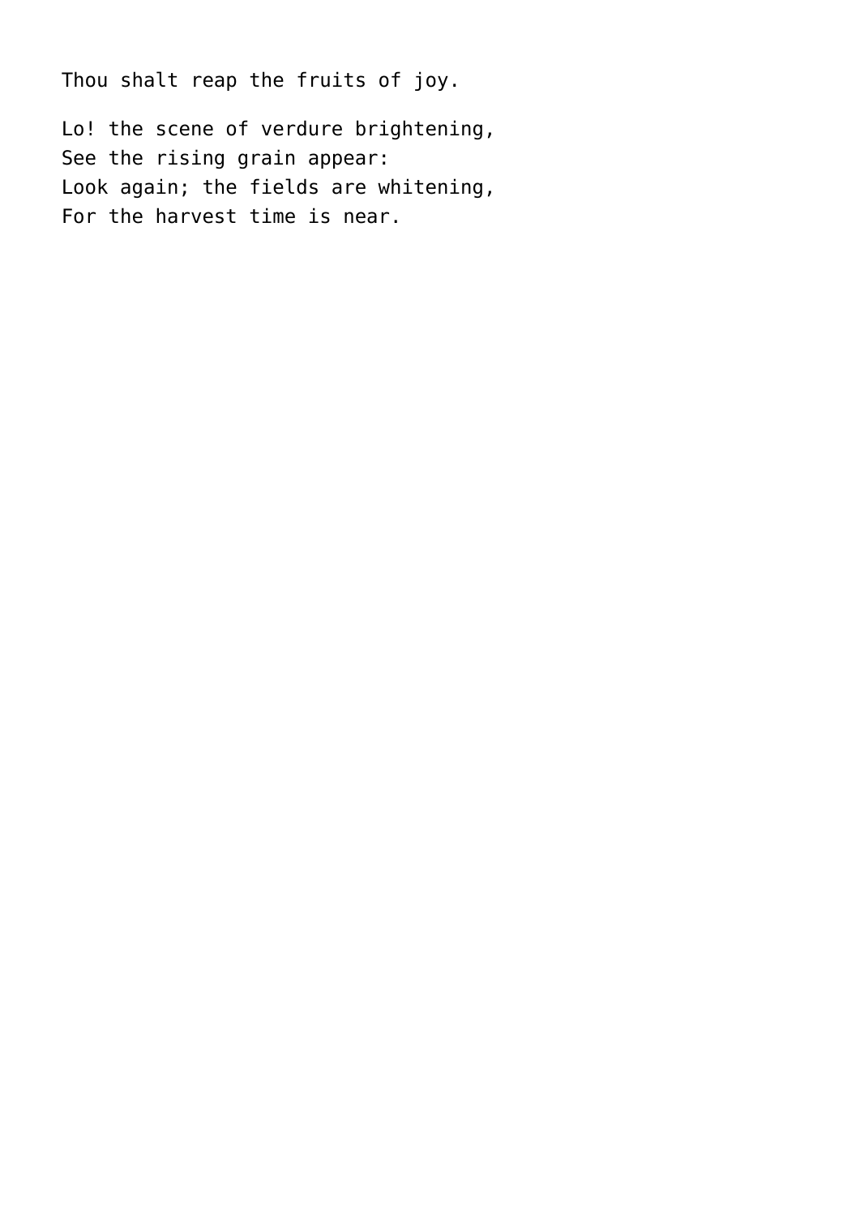Thou shalt reap the fruits of joy.

Lo! the scene of verdure brightening,
See the rising grain appear:
Look again; the fields are whitening,
For the harvest time is near.